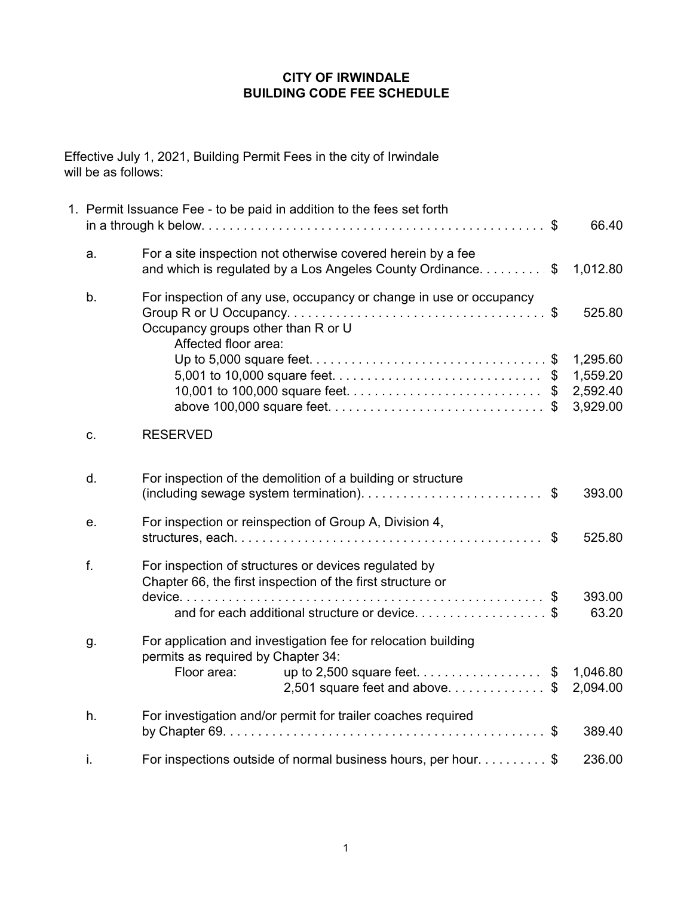# CITY OF IRWINDALE
# BUILDING CODE FEE SCHEDULE

Effective July 1, 2021, Building Permit Fees in the city of Irwindale will be as follows:

1. Permit Issuance Fee - to be paid in addition to the fees set forth in a through k below. . . . . . . . . . . . . . . . . . . . . . . . . . . . . . . . . . . . . . . . . . . . . . . . $ 66.40

   a. For a site inspection not otherwise covered herein by a fee and which is regulated by a Los Angeles County Ordinance. . . . . . . . . $ 1,012.80

   b. For inspection of any use, occupancy or change in use or occupancy Group R or U Occupancy. . . . . . . . . . . . . . . . . . . . . . . . . . . . . . . . . . . . . $ 525.80
      Occupancy groups other than R or U
      Affected floor area:
      - Up to 5,000 square feet. . . . . . . . . . . . . . . . . . . . . . . . . . . . . . . . . $ 1,295.60
      - 5,001 to 10,000 square feet. . . . . . . . . . . . . . . . . . . . . . . . . . . . . $ 1,559.20
      - 10,001 to 100,000 square feet. . . . . . . . . . . . . . . . . . . . . . . . . . . $ 2,592.40
      - above 100,000 square feet. . . . . . . . . . . . . . . . . . . . . . . . . . . . . . $ 3,929.00

   c. RESERVED

   d. For inspection of the demolition of a building or structure (including sewage system termination). . . . . . . . . . . . . . . . . . . . . . . . . . $ 393.00

   e. For inspection or reinspection of Group A, Division 4, structures, each. . . . . . . . . . . . . . . . . . . . . . . . . . . . . . . . . . . . . . . . . . . . . $ 525.80

   f. For inspection of structures or devices regulated by Chapter 66, the first inspection of the first structure or device. . . . . . . . . . . . . . . . . . . . . . . . . . . . . . . . . . . . . . . . . . . . . . . . . . . . $ 393.00
      and for each additional structure or device. . . . . . . . . . . . . . . . . . . $ 63.20

   g. For application and investigation fee for relocation building permits as required by Chapter 34:
      Floor area:
      - up to 2,500 square feet. . . . . . . . . . . . . . . . . . $ 1,046.80
      - 2,501 square feet and above. . . . . . . . . . . . . . $ 2,094.00

   h. For investigation and/or permit for trailer coaches required by Chapter 69. . . . . . . . . . . . . . . . . . . . . . . . . . . . . . . . . . . . . . . . . . . . . . $ 389.40

   i. For inspections outside of normal business hours, per hour. . . . . . . . . . $ 236.00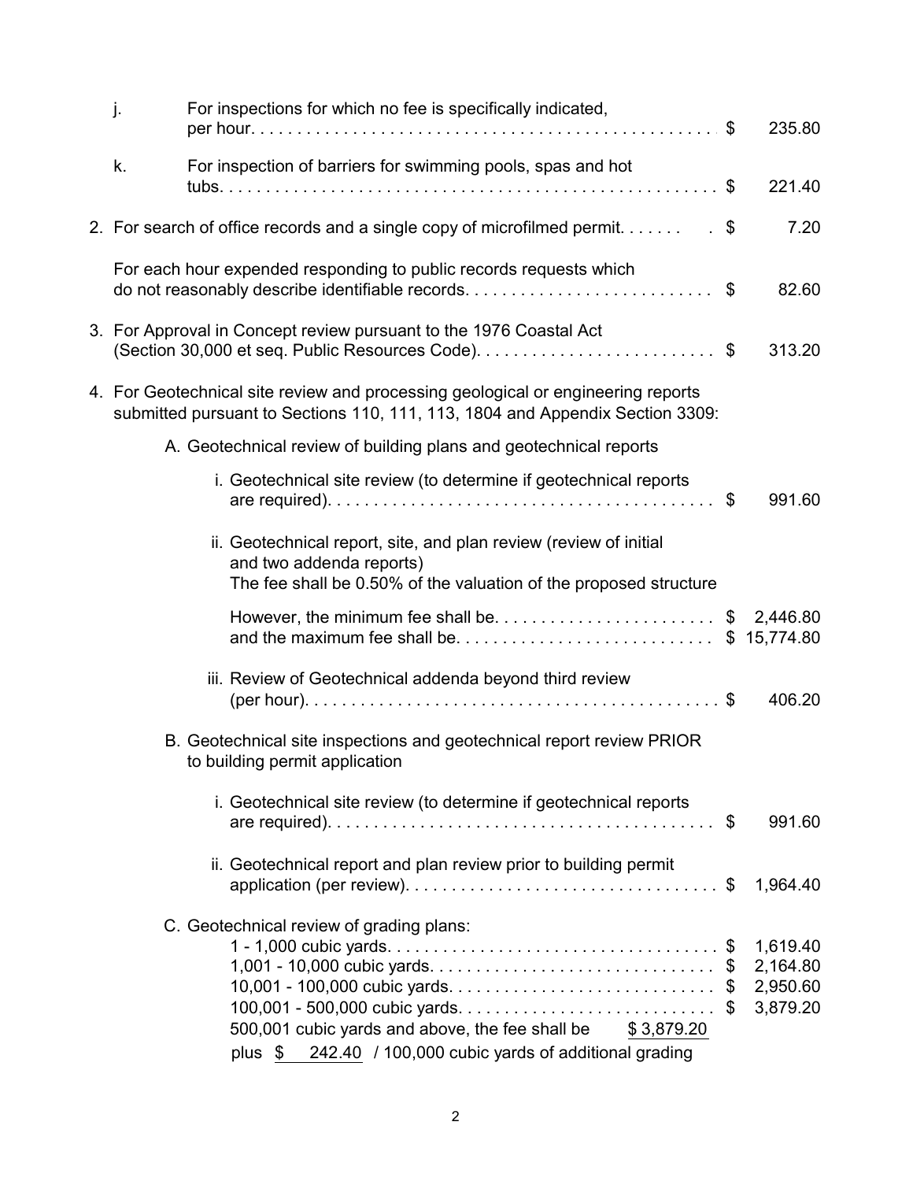j. For inspections for which no fee is specifically indicated, per hour. . . . . . . . . . . . . . . . . . . . . . . . . . . . . . . . . . . . . . . . . . . . . . . . . . $ 235.80

k. For inspection of barriers for swimming pools, spas and hot tubs. . . . . . . . . . . . . . . . . . . . . . . . . . . . . . . . . . . . . . . . . . . . . . . . . . . . . . $ 221.40

2. For search of office records and a single copy of microfilmed permit. . . . . . . $ 7.20

For each hour expended responding to public records requests which do not reasonably describe identifiable records. . . . . . . . . . . . . . . . . . . . . . . . . . . $ 82.60

3. For Approval in Concept review pursuant to the 1976 Coastal Act (Section 30,000 et seq. Public Resources Code). . . . . . . . . . . . . . . . . . . . . . . . . . $ 313.20

4. For Geotechnical site review and processing geological or engineering reports submitted pursuant to Sections 110, 111, 113, 1804 and Appendix Section 3309:

A. Geotechnical review of building plans and geotechnical reports

i. Geotechnical site review (to determine if geotechnical reports are required). . . . . . . . . . . . . . . . . . . . . . . . . . . . . . . . . . . . . . . . . . . $ 991.60

ii. Geotechnical report, site, and plan review (review of initial and two addenda reports)
The fee shall be 0.50% of the valuation of the proposed structure

However, the minimum fee shall be. . . . . . . . . . . . . . . . . . . . . . . . $ 2,446.80
and the maximum fee shall be. . . . . . . . . . . . . . . . . . . . . . . . . . . $ 15,774.80

iii. Review of Geotechnical addenda beyond third review (per hour). . . . . . . . . . . . . . . . . . . . . . . . . . . . . . . . . . . . . . . . . . . . . $ 406.20

B. Geotechnical site inspections and geotechnical report review PRIOR to building permit application

i. Geotechnical site review (to determine if geotechnical reports are required). . . . . . . . . . . . . . . . . . . . . . . . . . . . . . . . . . . . . . . . . . $ 991.60

ii. Geotechnical report and plan review prior to building permit application (per review). . . . . . . . . . . . . . . . . . . . . . . . . . . . . . . . . $ 1,964.40

C. Geotechnical review of grading plans:

1 - 1,000 cubic yards. . . . . . . . . . . . . . . . . . . . . . . . . . . . . . . . . . . . $ 1,619.40
1,001 - 10,000 cubic yards. . . . . . . . . . . . . . . . . . . . . . . . . . . . . . . $ 2,164.80
10,001 - 100,000 cubic yards. . . . . . . . . . . . . . . . . . . . . . . . . . . . . $ 2,950.60
100,001 - 500,000 cubic yards. . . . . . . . . . . . . . . . . . . . . . . . . . . . $ 3,879.20
500,001 cubic yards and above, the fee shall be $ 3,879.20
plus $ 242.40 / 100,000 cubic yards of additional grading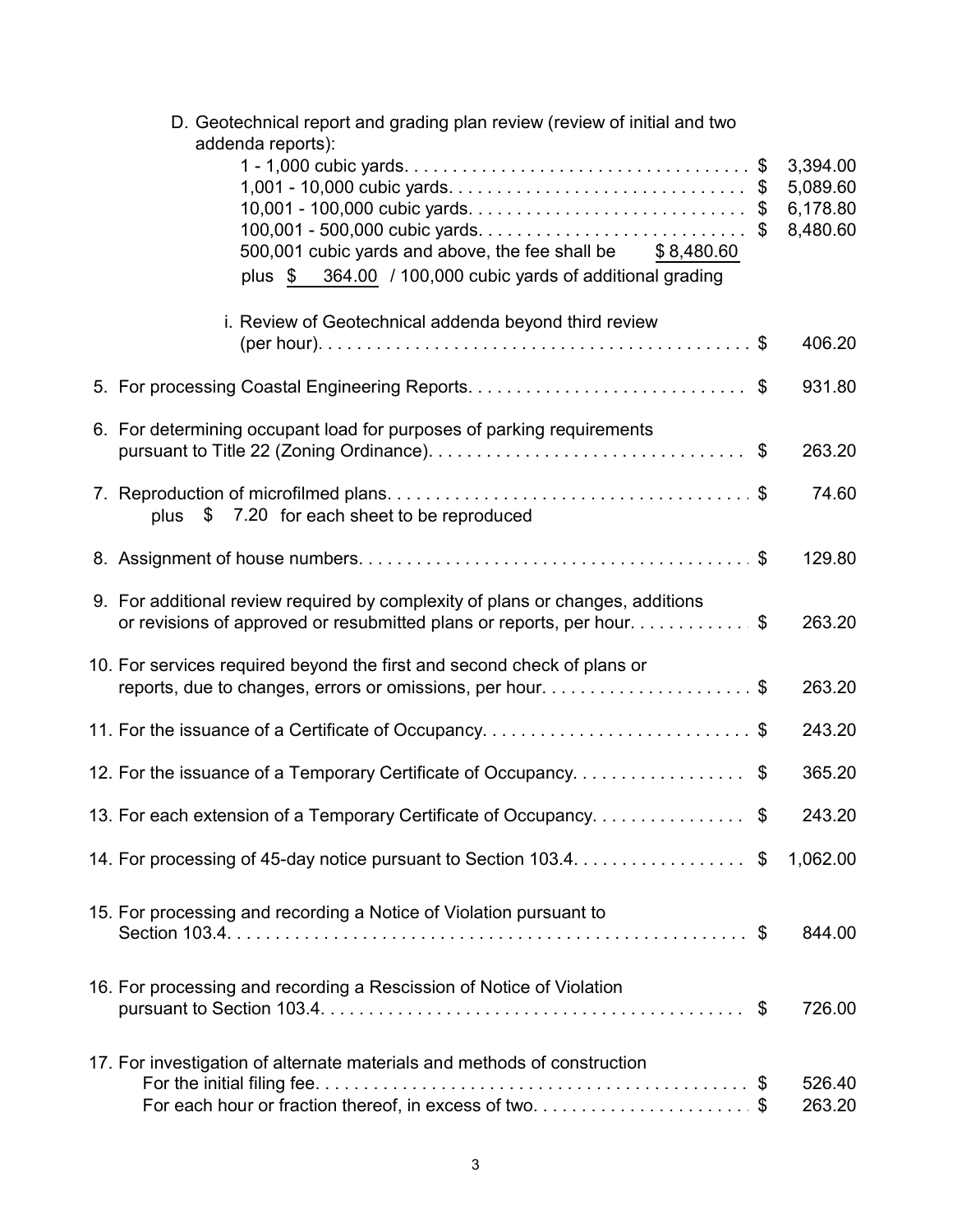D. Geotechnical report and grading plan review (review of initial and two addenda reports):

| | |
|---|---|
| 1 - 1,000 cubic yards | $ 3,394.00 |
| 1,001 - 10,000 cubic yards | $ 5,089.60 |
| 10,001 - 100,000 cubic yards | $ 6,178.80 |
| 100,001 - 500,000 cubic yards | $ 8,480.60 |

500,001 cubic yards and above, the fee shall be $ 8,480.60 plus $ 364.00 / 100,000 cubic yards of additional grading

i. Review of Geotechnical addenda beyond third review (per hour) ..... $ 406.20

5. For processing Coastal Engineering Reports ..... $ 931.80

6. For determining occupant load for purposes of parking requirements pursuant to Title 22 (Zoning Ordinance) ..... $ 263.20

7. Reproduction of microfilmed plans ..... $ 74.60
   plus $ 7.20 for each sheet to be reproduced

8. Assignment of house numbers ..... $ 129.80

9. For additional review required by complexity of plans or changes, additions or revisions of approved or resubmitted plans or reports, per hour ..... $ 263.20

10. For services required beyond the first and second check of plans or reports, due to changes, errors or omissions, per hour ..... $ 263.20

11. For the issuance of a Certificate of Occupancy ..... $ 243.20

12. For the issuance of a Temporary Certificate of Occupancy ..... $ 365.20

13. For each extension of a Temporary Certificate of Occupancy ..... $ 243.20

14. For processing of 45-day notice pursuant to Section 103.4 ..... $ 1,062.00

15. For processing and recording a Notice of Violation pursuant to Section 103.4 ..... $ 844.00

16. For processing and recording a Rescission of Notice of Violation pursuant to Section 103.4 ..... $ 726.00

17. For investigation of alternate materials and methods of construction
    For the initial filing fee ..... $ 526.40
    For each hour or fraction thereof, in excess of two ..... $ 263.20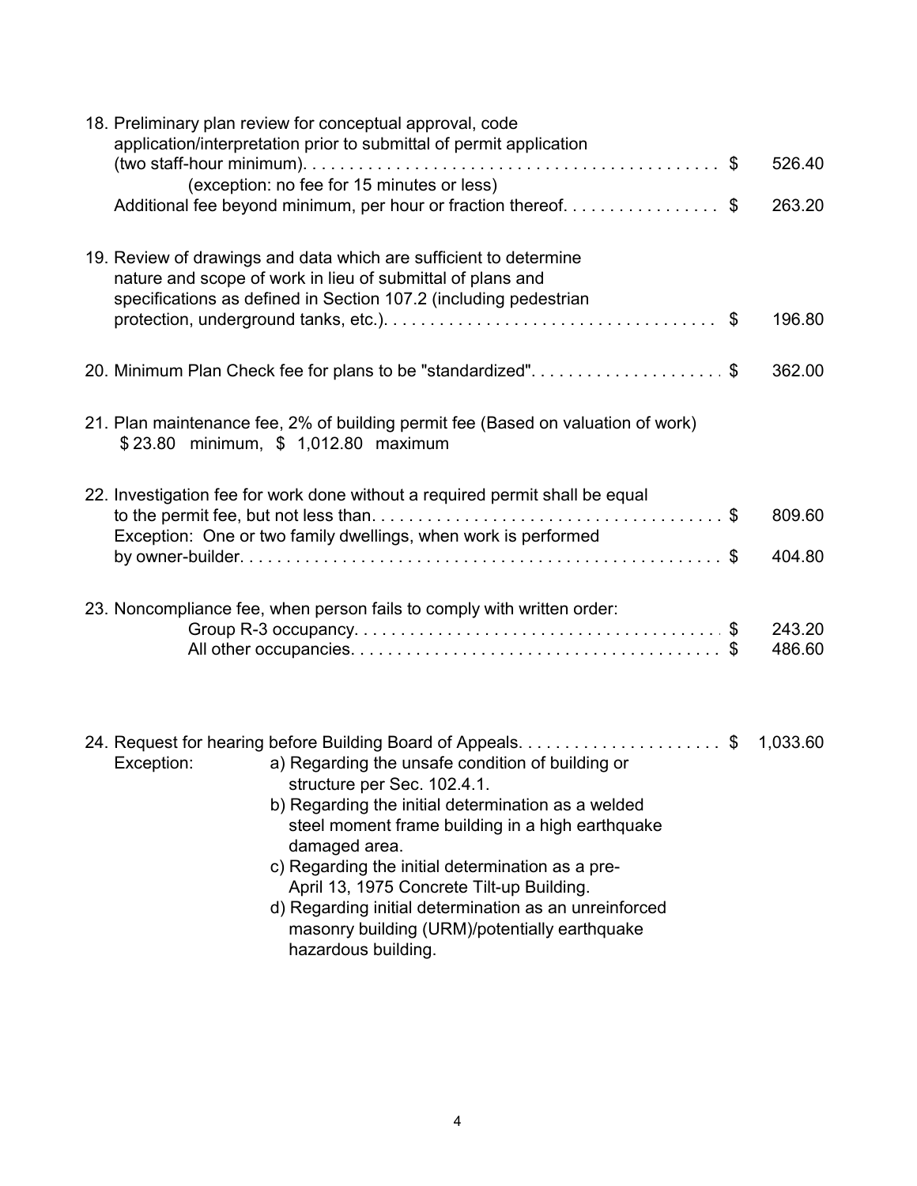18. Preliminary plan review for conceptual approval, code application/interpretation prior to submittal of permit application (two staff-hour minimum). . . . . . . . . . . . . . . . . . . . . . . . . . . . . . . . . . . . . . . . . . . . $ 526.40

    (exception: no fee for 15 minutes or less)

    Additional fee beyond minimum, per hour or fraction thereof. . . . . . . . . . . . . . . . . $ 263.20

19. Review of drawings and data which are sufficient to determine nature and scope of work in lieu of submittal of plans and specifications as defined in Section 107.2 (including pedestrian protection, underground tanks, etc.). . . . . . . . . . . . . . . . . . . . . . . . . . . . . . . . . . . . $ 196.80

20. Minimum Plan Check fee for plans to be "standardized". . . . . . . . . . . . . . . . . . . . . $ 362.00

21. Plan maintenance fee, 2% of building permit fee (Based on valuation of work)
    $ 23.80 minimum, $ 1,012.80 maximum

22. Investigation fee for work done without a required permit shall be equal to the permit fee, but not less than. . . . . . . . . . . . . . . . . . . . . . . . . . . . . . . . . . . . . . $ 809.60

    Exception: One or two family dwellings, when work is performed by owner-builder. . . . . . . . . . . . . . . . . . . . . . . . . . . . . . . . . . . . . . . . . . . . . . . . . . . $ 404.80

23. Noncompliance fee, when person fails to comply with written order:

    Group R-3 occupancy. . . . . . . . . . . . . . . . . . . . . . . . . . . . . . . . . . . . . . . $ 243.20

    All other occupancies. . . . . . . . . . . . . . . . . . . . . . . . . . . . . . . . . . . . . . . $ 486.60

24. Request for hearing before Building Board of Appeals. . . . . . . . . . . . . . . . . . . . . . $ 1,033.60

    Exception:
    a) Regarding the unsafe condition of building or structure per Sec. 102.4.1.
    b) Regarding the initial determination as a welded steel moment frame building in a high earthquake damaged area.
    c) Regarding the initial determination as a pre-April 13, 1975 Concrete Tilt-up Building.
    d) Regarding initial determination as an unreinforced masonry building (URM)/potentially earthquake hazardous building.